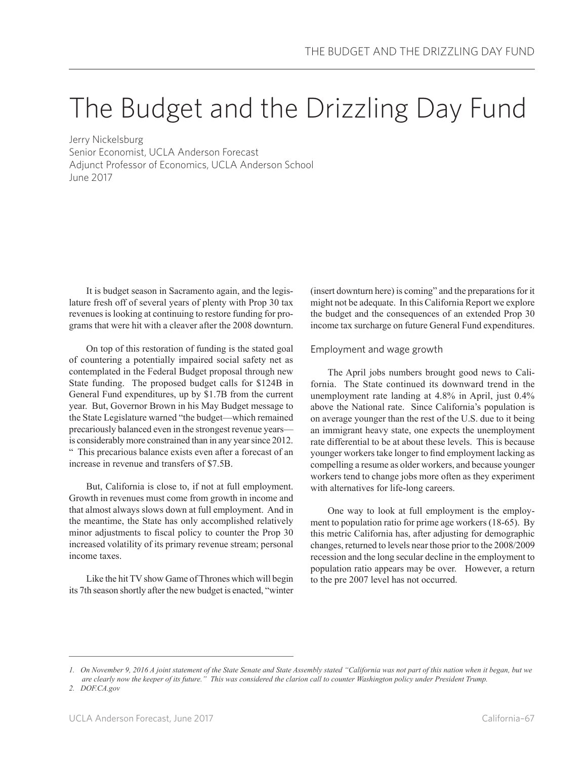# The Budget and the Drizzling Day Fund

Jerry Nickelsburg
Senior Economist, UCLA Anderson Forecast
Adjunct Professor of Economics, UCLA Anderson School
June 2017

It is budget season in Sacramento again, and the legislature fresh off of several years of plenty with Prop 30 tax revenues is looking at continuing to restore funding for programs that were hit with a cleaver after the 2008 downturn.

On top of this restoration of funding is the stated goal of countering a potentially impaired social safety net as contemplated in the Federal Budget proposal through new State funding. The proposed budget calls for $124B in General Fund expenditures, up by $1.7B from the current year. But, Governor Brown in his May Budget message to the State Legislature warned "the budget—which remained precariously balanced even in the strongest revenue years—is considerably more constrained than in any year since 2012. " This precarious balance exists even after a forecast of an increase in revenue and transfers of $7.5B.

But, California is close to, if not at full employment. Growth in revenues must come from growth in income and that almost always slows down at full employment. And in the meantime, the State has only accomplished relatively minor adjustments to fiscal policy to counter the Prop 30 increased volatility of its primary revenue stream; personal income taxes.

Like the hit TV show Game of Thrones which will begin its 7th season shortly after the new budget is enacted, "winter (insert downturn here) is coming" and the preparations for it might not be adequate. In this California Report we explore the budget and the consequences of an extended Prop 30 income tax surcharge on future General Fund expenditures.

## Employment and wage growth

The April jobs numbers brought good news to California. The State continued its downward trend in the unemployment rate landing at 4.8% in April, just 0.4% above the National rate. Since California's population is on average younger than the rest of the U.S. due to it being an immigrant heavy state, one expects the unemployment rate differential to be at about these levels. This is because younger workers take longer to find employment lacking as compelling a resume as older workers, and because younger workers tend to change jobs more often as they experiment with alternatives for life-long careers.

One way to look at full employment is the employment to population ratio for prime age workers (18-65). By this metric California has, after adjusting for demographic changes, returned to levels near those prior to the 2008/2009 recession and the long secular decline in the employment to population ratio appears may be over. However, a return to the pre 2007 level has not occurred.

---

*1. On November 9, 2016 A joint statement of the State Senate and State Assembly stated "California was not part of this nation when it began, but we are clearly now the keeper of its future." This was considered the clarion call to counter Washington policy under President Trump.*

*2. DOF.CA.gov*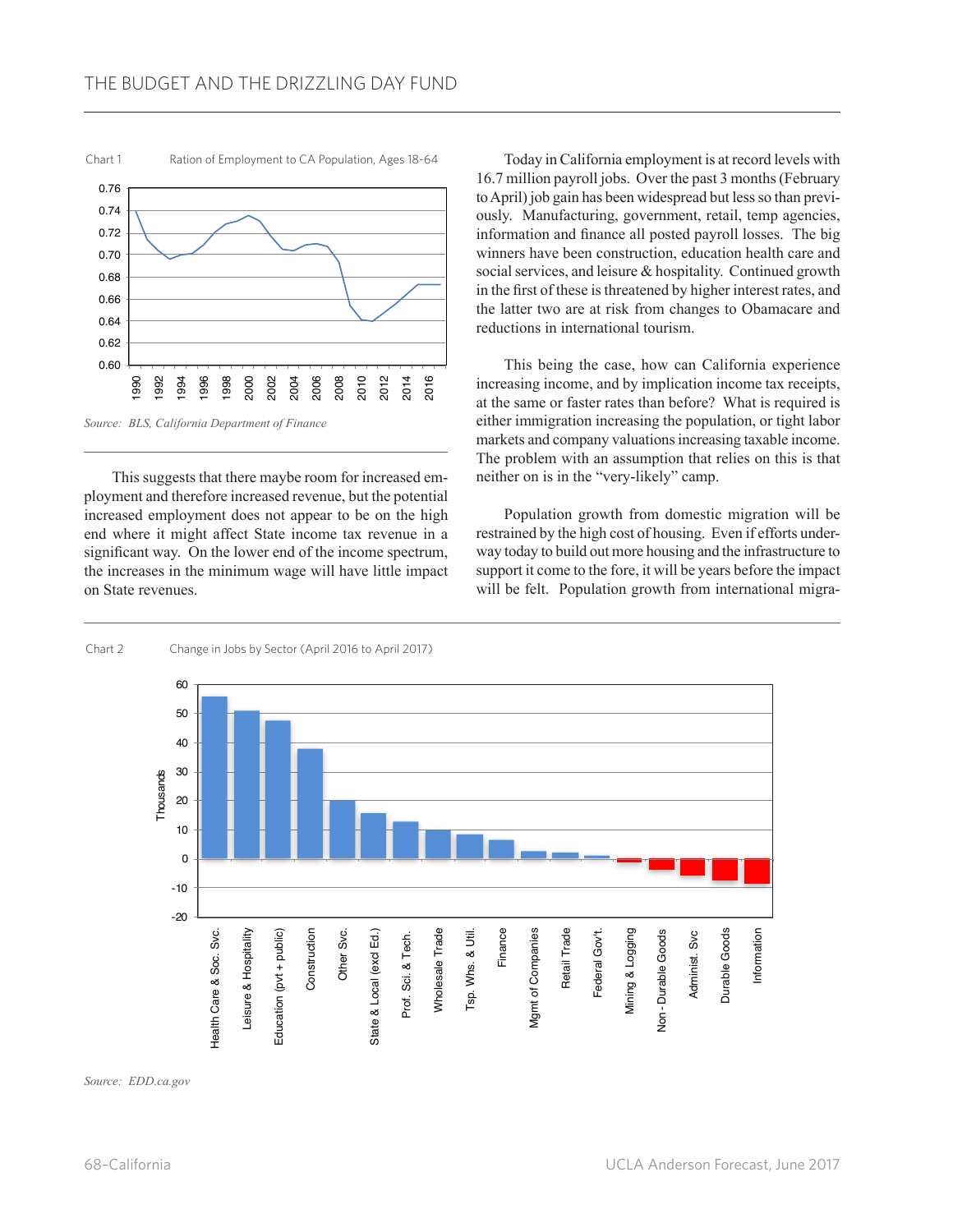Chart 1 Ration of Employment to CA Population, Ages 18-64

*Source: BLS, California Department of Finance*

This suggests that there maybe room for increased employment and therefore increased revenue, but the potential increased employment does not appear to be on the high end where it might affect State income tax revenue in a significant way. On the lower end of the income spectrum, the increases in the minimum wage will have little impact on State revenues.

Today in California employment is at record levels with 16.7 million payroll jobs. Over the past 3 months (February to April) job gain has been widespread but less so than previously. Manufacturing, government, retail, temp agencies, information and finance all posted payroll losses. The big winners have been construction, education health care and social services, and leisure & hospitality. Continued growth in the first of these is threatened by higher interest rates, and the latter two are at risk from changes to Obamacare and reductions in international tourism.

This being the case, how can California experience increasing income, and by implication income tax receipts, at the same or faster rates than before? What is required is either immigration increasing the population, or tight labor markets and company valuations increasing taxable income. The problem with an assumption that relies on this is that neither on is in the "very-likely" camp.

Population growth from domestic migration will be restrained by the high cost of housing. Even if efforts underway today to build out more housing and the infrastructure to support it come to the fore, it will be years before the impact will be felt. Population growth from international migra-

Chart 2 Change in Jobs by Sector (April 2016 to April 2017)

*Source: EDD.ca.gov*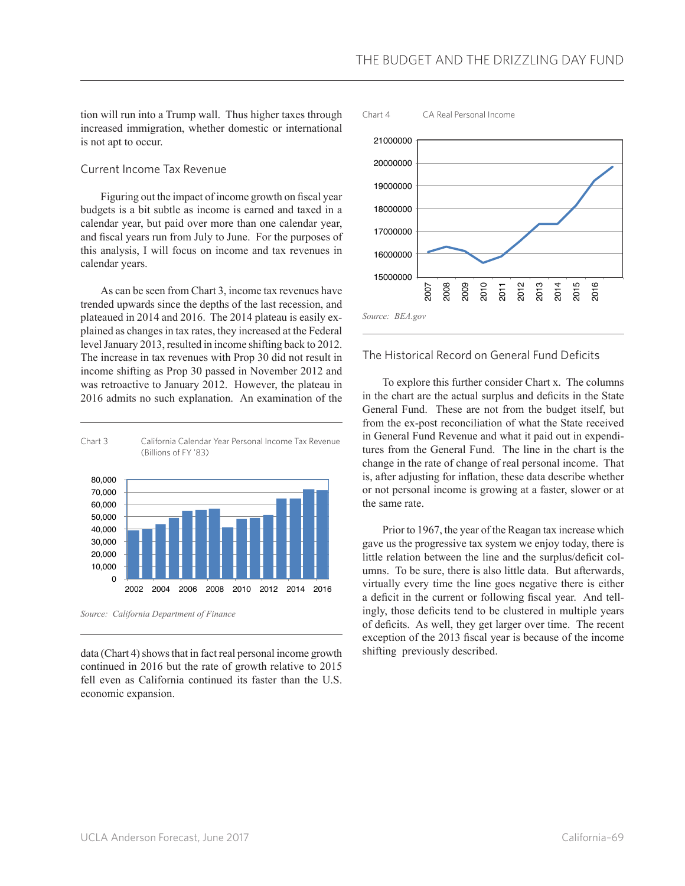tion will run into a Trump wall. Thus higher taxes through increased immigration, whether domestic or international is not apt to occur.

## Current Income Tax Revenue

Figuring out the impact of income growth on fiscal year budgets is a bit subtle as income is earned and taxed in a calendar year, but paid over more than one calendar year, and fiscal years run from July to June. For the purposes of this analysis, I will focus on income and tax revenues in calendar years.

As can be seen from Chart 3, income tax revenues have trended upwards since the depths of the last recession, and plateaued in 2014 and 2016. The 2014 plateau is easily explained as changes in tax rates, they increased at the Federal level January 2013, resulted in income shifting back to 2012. The increase in tax revenues with Prop 30 did not result in income shifting as Prop 30 passed in November 2012 and was retroactive to January 2012. However, the plateau in 2016 admits no such explanation. An examination of the data (Chart 4) shows that in fact real personal income growth continued in 2016 but the rate of growth relative to 2015 fell even as California continued its faster than the U.S. economic expansion.

Chart 3 California Calendar Year Personal Income Tax Revenue (Billions of FY '83)

*Source: California Department of Finance*

Chart 4 CA Real Personal Income

*Source: BEA.gov*

## The Historical Record on General Fund Deficits

To explore this further consider Chart x. The columns in the chart are the actual surplus and deficits in the State General Fund. These are not from the budget itself, but from the ex-post reconciliation of what the State received in General Fund Revenue and what it paid out in expenditures from the General Fund. The line in the chart is the change in the rate of change of real personal income. That is, after adjusting for inflation, these data describe whether or not personal income is growing at a faster, slower or at the same rate.

Prior to 1967, the year of the Reagan tax increase which gave us the progressive tax system we enjoy today, there is little relation between the line and the surplus/deficit columns. To be sure, there is also little data. But afterwards, virtually every time the line goes negative there is either a deficit in the current or following fiscal year. And tellingly, those deficits tend to be clustered in multiple years of deficits. As well, they get larger over time. The recent exception of the 2013 fiscal year is because of the income shifting previously described.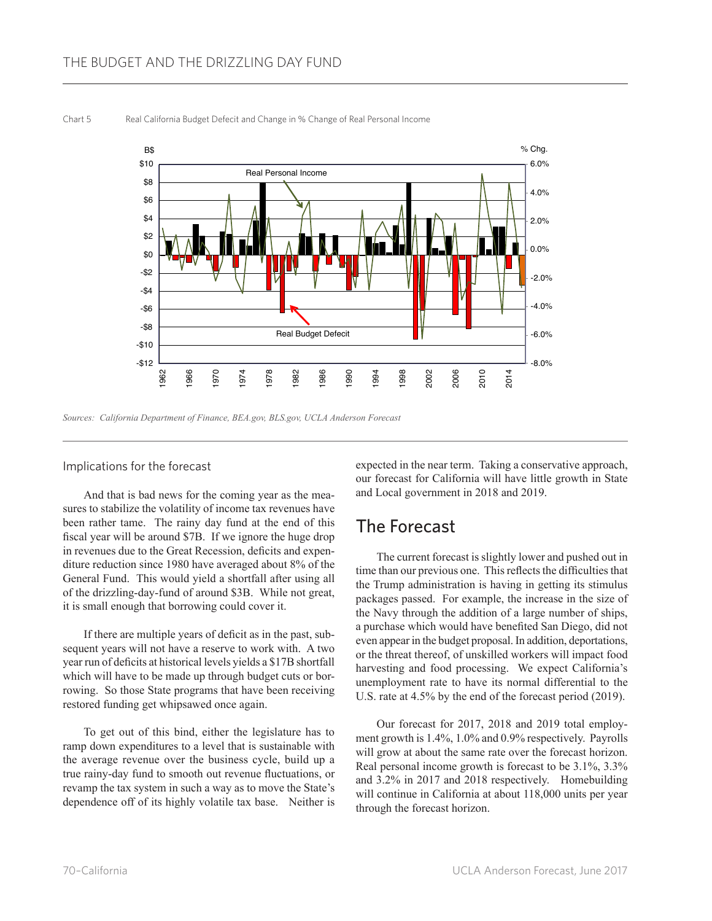Chart 5 Real California Budget Deficit and Change in % Change of Real Personal Income

B$

% Chg.

$10 $8 $6 $4 $2 $0 -$2 -$4 -$6 -$8 -$10 -$12

6.0% 4.0% 2.0% 0.0% -2.0% -4.0% -6.0% -8.0%

Real Personal Income

Real Budget Defecit

1962 1966 1970 1974 1978 1982 1986 1990 1994 1998 2002 2006 2010 2014

*Sources: California Department of Finance, BEA.gov, BLS.gov, UCLA Anderson Forecast*

## Implications for the forecast

And that is bad news for the coming year as the measures to stabilize the volatility of income tax revenues have been rather tame. The rainy day fund at the end of this fiscal year will be around \$7B. If we ignore the huge drop in revenues due to the Great Recession, deficits and expenditure reduction since 1980 have averaged about 8% of the General Fund. This would yield a shortfall after using all of the drizzling-day-fund of around \$3B. While not great, it is small enough that borrowing could cover it.

If there are multiple years of deficit as in the past, subsequent years will not have a reserve to work with. A two year run of deficits at historical levels yields a \$17B shortfall which will have to be made up through budget cuts or borrowing. So those State programs that have been receiving restored funding get whipsawed once again.

To get out of this bind, either the legislature has to ramp down expenditures to a level that is sustainable with the average revenue over the business cycle, build up a true rainy-day fund to smooth out revenue fluctuations, or revamp the tax system in such a way as to move the State's dependence off of its highly volatile tax base. Neither is expected in the near term. Taking a conservative approach, our forecast for California will have little growth in State and Local government in 2018 and 2019.

## The Forecast

The current forecast is slightly lower and pushed out in time than our previous one. This reflects the difficulties that the Trump administration is having in getting its stimulus packages passed. For example, the increase in the size of the Navy through the addition of a large number of ships, a purchase which would have benefited San Diego, did not even appear in the budget proposal. In addition, deportations, or the threat thereof, of unskilled workers will impact food harvesting and food processing. We expect California's unemployment rate to have its normal differential to the U.S. rate at 4.5% by the end of the forecast period (2019).

Our forecast for 2017, 2018 and 2019 total employment growth is 1.4%, 1.0% and 0.9% respectively. Payrolls will grow at about the same rate over the forecast horizon. Real personal income growth is forecast to be 3.1%, 3.3% and 3.2% in 2017 and 2018 respectively. Homebuilding will continue in California at about 118,000 units per year through the forecast horizon.